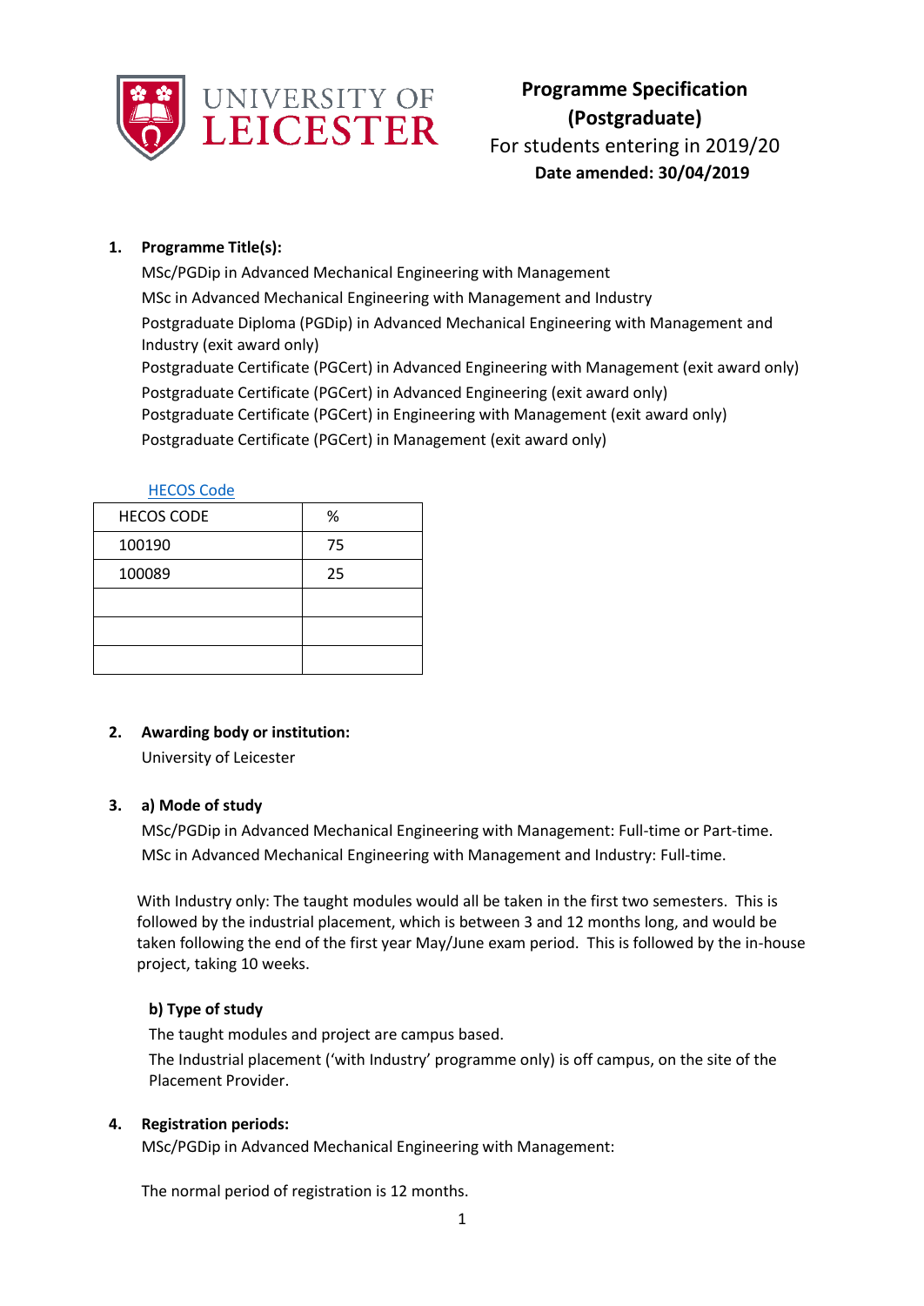# Programme Specification (Postgraduate)

For students entering in 2019/20

**Date amended: 30/04/2019**

## 1. Programme Title(s):

MSc/PGDip in Advanced Mechanical Engineering with Management

MSc in Advanced Mechanical Engineering with Management and Industry

Postgraduate Diploma (PGDip) in Advanced Mechanical Engineering with Management and Industry (exit award only)

Postgraduate Certificate (PGCert) in Advanced Engineering with Management (exit award only)

Postgraduate Certificate (PGCert) in Advanced Engineering (exit award only)

Postgraduate Certificate (PGCert) in Engineering with Management (exit award only)

Postgraduate Certificate (PGCert) in Management (exit award only)

HECOS Code

| HECOS CODE | % |
|---|---|
| 100190 | 75 |
| 100089 | 25 |
| | |
| | |
| | |

## 2. Awarding body or institution:

University of Leicester

## 3. a) Mode of study

MSc/PGDip in Advanced Mechanical Engineering with Management: Full-time or Part-time.

MSc in Advanced Mechanical Engineering with Management and Industry: Full-time.

With Industry only: The taught modules would all be taken in the first two semesters. This is followed by the industrial placement, which is between 3 and 12 months long, and would be taken following the end of the first year May/June exam period. This is followed by the in-house project, taking 10 weeks.

### b) Type of study

The taught modules and project are campus based.

The Industrial placement ('with Industry' programme only) is off campus, on the site of the Placement Provider.

## 4. Registration periods:

MSc/PGDip in Advanced Mechanical Engineering with Management:

The normal period of registration is 12 months.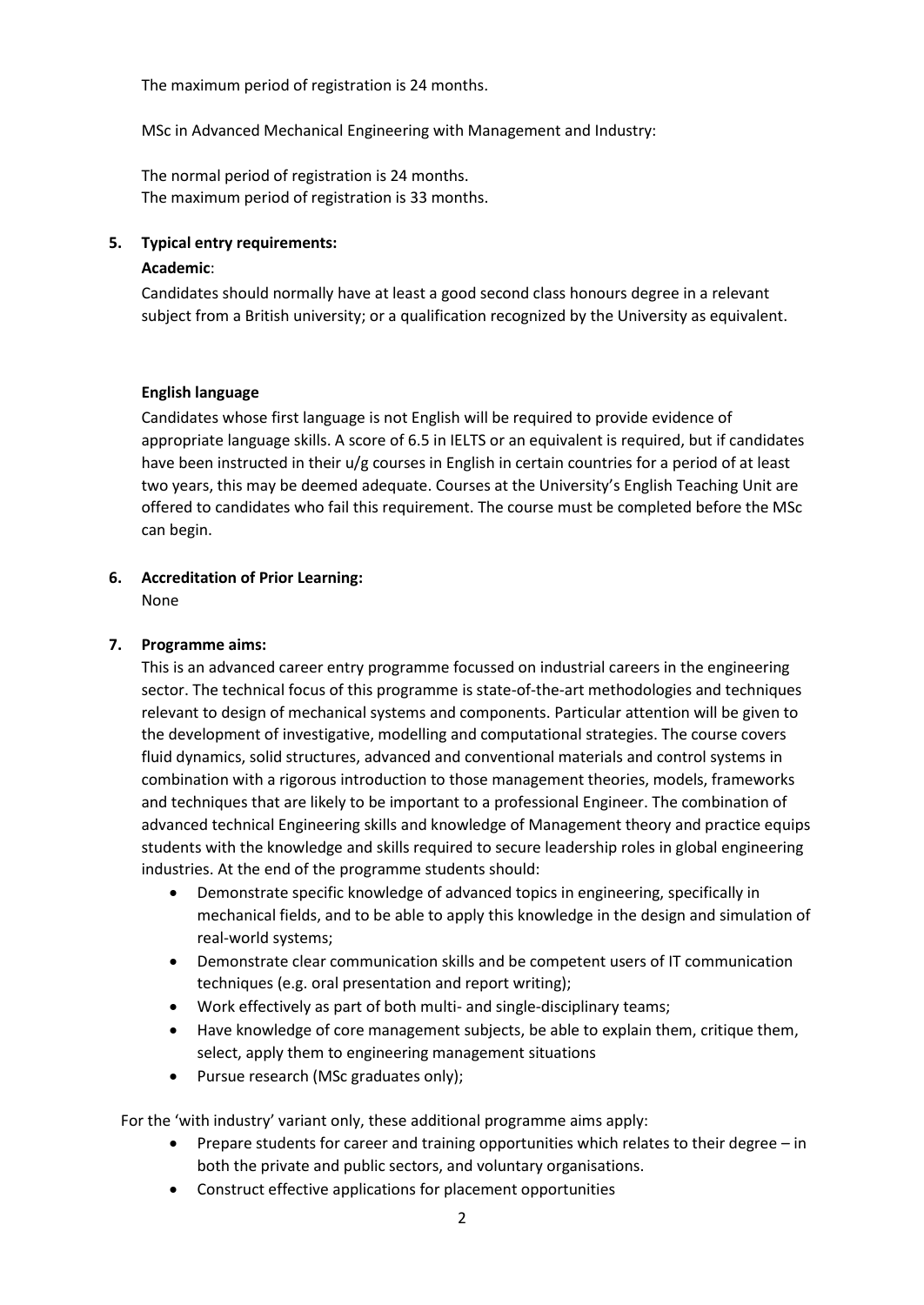The maximum period of registration is 24 months.

MSc in Advanced Mechanical Engineering with Management and Industry:

The normal period of registration is 24 months.
The maximum period of registration is 33 months.

**5. Typical entry requirements:**

**Academic**:

Candidates should normally have at least a good second class honours degree in a relevant subject from a British university; or a qualification recognized by the University as equivalent.

**English language**

Candidates whose first language is not English will be required to provide evidence of appropriate language skills. A score of 6.5 in IELTS or an equivalent is required, but if candidates have been instructed in their u/g courses in English in certain countries for a period of at least two years, this may be deemed adequate. Courses at the University's English Teaching Unit are offered to candidates who fail this requirement. The course must be completed before the MSc can begin.

**6. Accreditation of Prior Learning:**

None

**7. Programme aims:**

This is an advanced career entry programme focussed on industrial careers in the engineering sector. The technical focus of this programme is state-of-the-art methodologies and techniques relevant to design of mechanical systems and components. Particular attention will be given to the development of investigative, modelling and computational strategies. The course covers fluid dynamics, solid structures, advanced and conventional materials and control systems in combination with a rigorous introduction to those management theories, models, frameworks and techniques that are likely to be important to a professional Engineer. The combination of advanced technical Engineering skills and knowledge of Management theory and practice equips students with the knowledge and skills required to secure leadership roles in global engineering industries. At the end of the programme students should:

- Demonstrate specific knowledge of advanced topics in engineering, specifically in mechanical fields, and to be able to apply this knowledge in the design and simulation of real-world systems;
- Demonstrate clear communication skills and be competent users of IT communication techniques (e.g. oral presentation and report writing);
- Work effectively as part of both multi- and single-disciplinary teams;
- Have knowledge of core management subjects, be able to explain them, critique them, select, apply them to engineering management situations
- Pursue research (MSc graduates only);

For the 'with industry' variant only, these additional programme aims apply:

- Prepare students for career and training opportunities which relates to their degree – in both the private and public sectors, and voluntary organisations.
- Construct effective applications for placement opportunities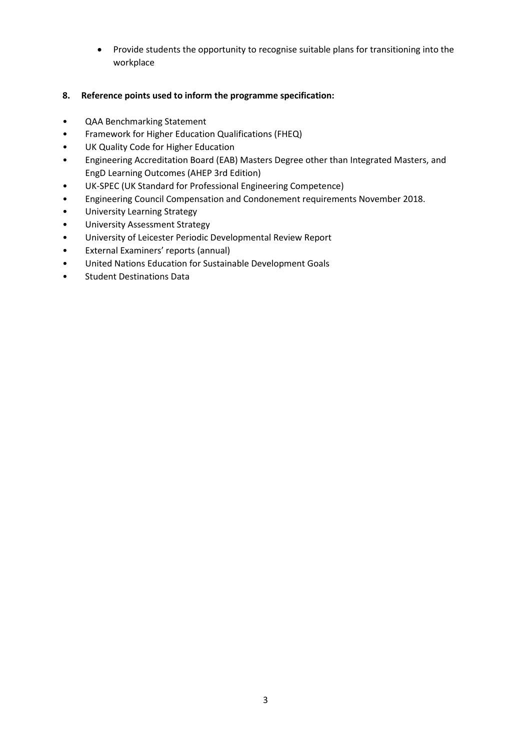- Provide students the opportunity to recognise suitable plans for transitioning into the workplace

## 8. Reference points used to inform the programme specification:

- QAA Benchmarking Statement
- Framework for Higher Education Qualifications (FHEQ)
- UK Quality Code for Higher Education
- Engineering Accreditation Board (EAB) Masters Degree other than Integrated Masters, and EngD Learning Outcomes (AHEP 3rd Edition)
- UK-SPEC (UK Standard for Professional Engineering Competence)
- Engineering Council Compensation and Condonement requirements November 2018.
- University Learning Strategy
- University Assessment Strategy
- University of Leicester Periodic Developmental Review Report
- External Examiners' reports (annual)
- United Nations Education for Sustainable Development Goals
- Student Destinations Data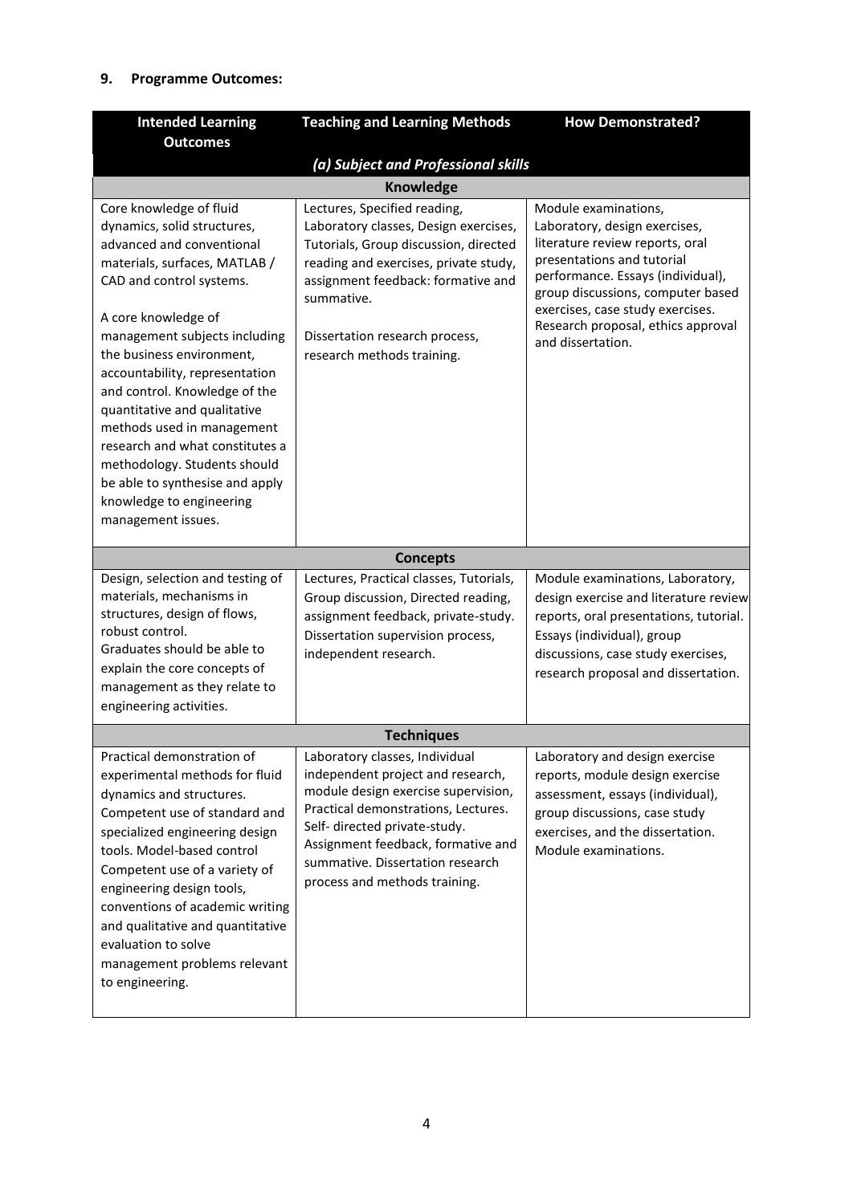## 9. Programme Outcomes:

| Intended Learning Outcomes | Teaching and Learning Methods | How Demonstrated? |
|---|---|---|
| ***(a) Subject and Professional skills*** | | |
| **Knowledge** | | |
| Core knowledge of fluid dynamics, solid structures, advanced and conventional materials, surfaces, MATLAB / CAD and control systems.<br><br>A core knowledge of management subjects including the business environment, accountability, representation and control. Knowledge of the quantitative and qualitative methods used in management research and what constitutes a methodology. Students should be able to synthesise and apply knowledge to engineering management issues. | Lectures, Specified reading, Laboratory classes, Design exercises, Tutorials, Group discussion, directed reading and exercises, private study, assignment feedback: formative and summative.<br><br>Dissertation research process, research methods training. | Module examinations, Laboratory, design exercises, literature review reports, oral presentations and tutorial performance. Essays (individual), group discussions, computer based exercises, case study exercises. Research proposal, ethics approval and dissertation. |
| **Concepts** | | |
| Design, selection and testing of materials, mechanisms in structures, design of flows, robust control.<br>Graduates should be able to explain the core concepts of management as they relate to engineering activities. | Lectures, Practical classes, Tutorials, Group discussion, Directed reading, assignment feedback, private-study. Dissertation supervision process, independent research. | Module examinations, Laboratory, design exercise and literature review reports, oral presentations, tutorial. Essays (individual), group discussions, case study exercises, research proposal and dissertation. |
| **Techniques** | | |
| Practical demonstration of experimental methods for fluid dynamics and structures.<br>Competent use of standard and specialized engineering design tools. Model-based control<br>Competent use of a variety of engineering design tools, conventions of academic writing and qualitative and quantitative evaluation to solve management problems relevant to engineering. | Laboratory classes, Individual independent project and research, module design exercise supervision, Practical demonstrations, Lectures. Self- directed private-study. Assignment feedback, formative and summative. Dissertation research process and methods training. | Laboratory and design exercise reports, module design exercise assessment, essays (individual), group discussions, case study exercises, and the dissertation. Module examinations. |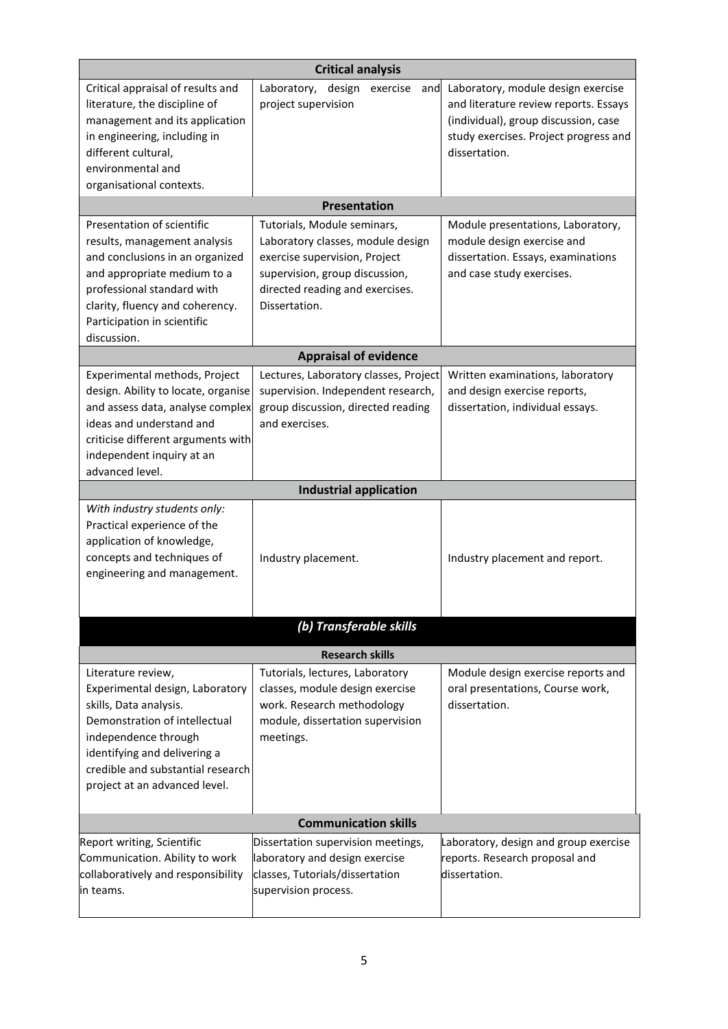| | | |
|---|---|---|
| **Critical analysis** | | |
| Critical appraisal of results and literature, the discipline of management and its application in engineering, including in different cultural, environmental and organisational contexts. | Laboratory, design exercise and project supervision | Laboratory, module design exercise and literature review reports. Essays (individual), group discussion, case study exercises. Project progress and dissertation. |
| **Presentation** | | |
| Presentation of scientific results, management analysis and conclusions in an organized and appropriate medium to a professional standard with clarity, fluency and coherency. Participation in scientific discussion. | Tutorials, Module seminars, Laboratory classes, module design exercise supervision, Project supervision, group discussion, directed reading and exercises. Dissertation. | Module presentations, Laboratory, module design exercise and dissertation. Essays, examinations and case study exercises. |
| **Appraisal of evidence** | | |
| Experimental methods, Project design. Ability to locate, organise and assess data, analyse complex ideas and understand and criticise different arguments with independent inquiry at an advanced level. | Lectures, Laboratory classes, Project supervision. Independent research, group discussion, directed reading and exercises. | Written examinations, laboratory and design exercise reports, dissertation, individual essays. |
| **Industrial application** | | |
| *With industry students only:* Practical experience of the application of knowledge, concepts and techniques of engineering and management. | Industry placement. | Industry placement and report. |
| ***(b) Transferable skills*** | | |
| **Research skills** | | |
| Literature review, Experimental design, Laboratory skills, Data analysis. Demonstration of intellectual independence through identifying and delivering a credible and substantial research project at an advanced level. | Tutorials, lectures, Laboratory classes, module design exercise work. Research methodology module, dissertation supervision meetings. | Module design exercise reports and oral presentations, Course work, dissertation. |
| **Communication skills** | | |
| Report writing, Scientific Communication. Ability to work collaboratively and responsibility in teams. | Dissertation supervision meetings, laboratory and design exercise classes, Tutorials/dissertation supervision process. | Laboratory, design and group exercise reports. Research proposal and dissertation. |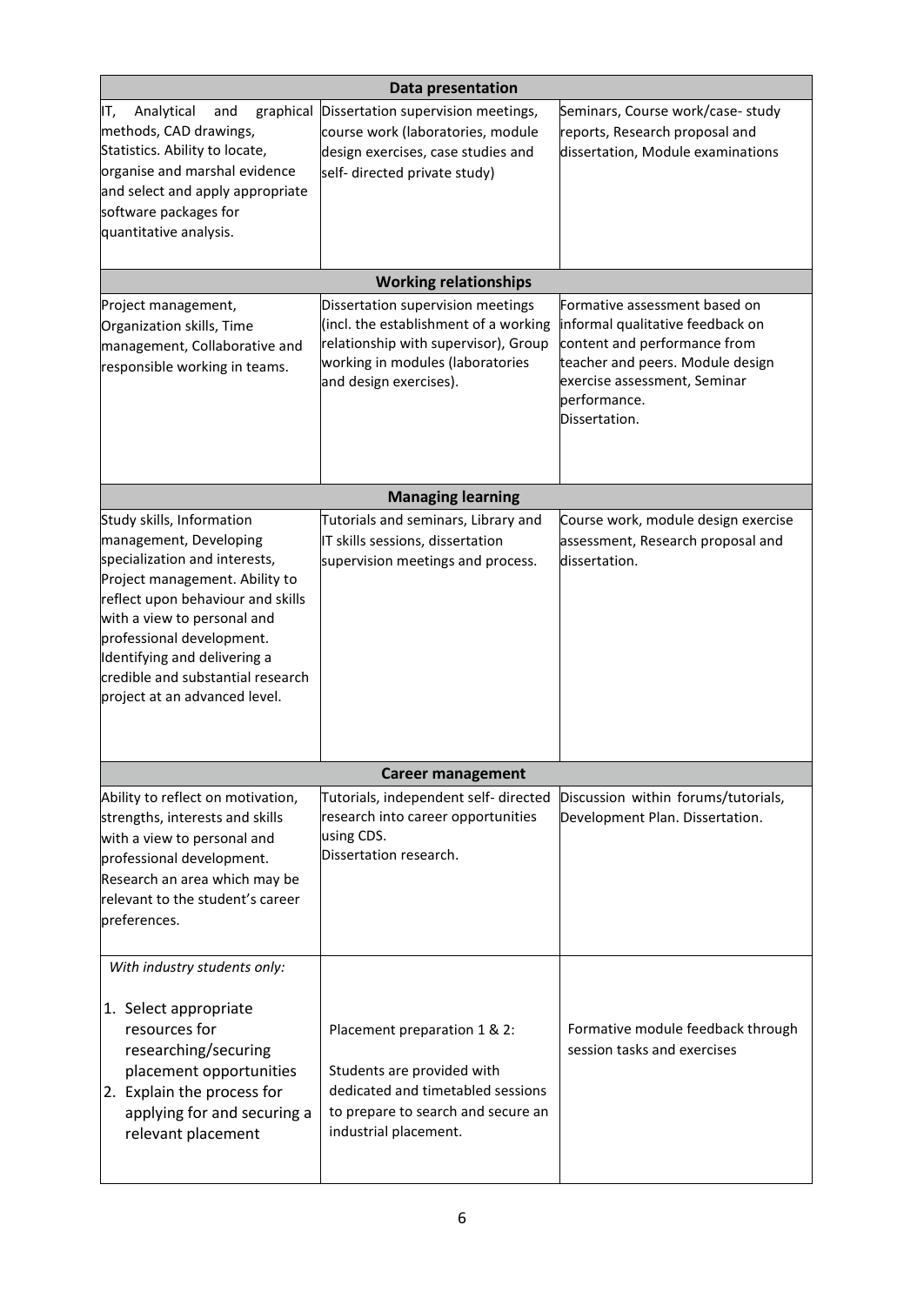| | | |
|---|---|---|
| **Data presentation** | | |
| IT, Analytical and graphical methods, CAD drawings, Statistics. Ability to locate, organise and marshal evidence and select and apply appropriate software packages for quantitative analysis. | Dissertation supervision meetings, course work (laboratories, module design exercises, case studies and self- directed private study) | Seminars, Course work/case- study reports, Research proposal and dissertation, Module examinations |
| **Working relationships** | | |
| Project management, Organization skills, Time management, Collaborative and responsible working in teams. | Dissertation supervision meetings (incl. the establishment of a working relationship with supervisor), Group working in modules (laboratories and design exercises). | Formative assessment based on informal qualitative feedback on content and performance from teacher and peers. Module design exercise assessment, Seminar performance.<br>Dissertation. |
| **Managing learning** | | |
| Study skills, Information management, Developing specialization and interests, Project management. Ability to reflect upon behaviour and skills with a view to personal and professional development. Identifying and delivering a credible and substantial research project at an advanced level. | Tutorials and seminars, Library and IT skills sessions, dissertation supervision meetings and process. | Course work, module design exercise assessment, Research proposal and dissertation. |
| **Career management** | | |
| Ability to reflect on motivation, strengths, interests and skills with a view to personal and professional development. Research an area which may be relevant to the student's career preferences. | Tutorials, independent self- directed research into career opportunities using CDS.<br>Dissertation research. | Discussion within forums/tutorials, Development Plan. Dissertation. |
| *With industry students only:*<br><br>1. Select appropriate resources for researching/securing placement opportunities<br>2. Explain the process for applying for and securing a relevant placement | Placement preparation 1 & 2:<br><br>Students are provided with dedicated and timetabled sessions to prepare to search and secure an industrial placement. | Formative module feedback through session tasks and exercises |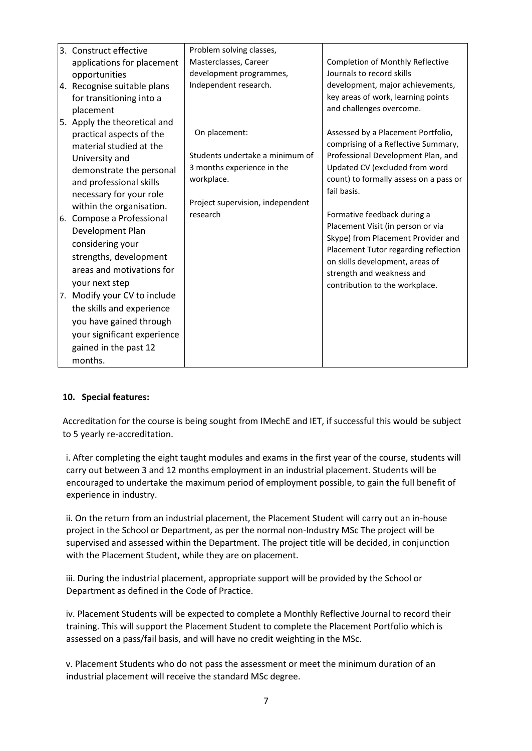| | | |
|---|---|---|
| 3. Construct effective applications for placement opportunities<br>4. Recognise suitable plans for transitioning into a placement<br>5. Apply the theoretical and practical aspects of the material studied at the University and demonstrate the personal and professional skills necessary for your role within the organisation.<br>6. Compose a Professional Development Plan considering your strengths, development areas and motivations for your next step<br>7. Modify your CV to include the skills and experience you have gained through your significant experience gained in the past 12 months. | Problem solving classes, Masterclasses, Career development programmes, Independent research.<br><br>On placement:<br><br>Students undertake a minimum of 3 months experience in the workplace.<br><br>Project supervision, independent research | Completion of Monthly Reflective Journals to record skills development, major achievements, key areas of work, learning points and challenges overcome.<br><br>Assessed by a Placement Portfolio, comprising of a Reflective Summary, Professional Development Plan, and Updated CV (excluded from word count) to formally assess on a pass or fail basis.<br><br>Formative feedback during a Placement Visit (in person or via Skype) from Placement Provider and Placement Tutor regarding reflection on skills development, areas of strength and weakness and contribution to the workplace. |

**10. Special features:**

Accreditation for the course is being sought from IMechE and IET, if successful this would be subject to 5 yearly re-accreditation.

i. After completing the eight taught modules and exams in the first year of the course, students will carry out between 3 and 12 months employment in an industrial placement. Students will be encouraged to undertake the maximum period of employment possible, to gain the full benefit of experience in industry.

ii. On the return from an industrial placement, the Placement Student will carry out an in-house project in the School or Department, as per the normal non-Industry MSc The project will be supervised and assessed within the Department. The project title will be decided, in conjunction with the Placement Student, while they are on placement.

iii. During the industrial placement, appropriate support will be provided by the School or Department as defined in the Code of Practice.

iv. Placement Students will be expected to complete a Monthly Reflective Journal to record their training. This will support the Placement Student to complete the Placement Portfolio which is assessed on a pass/fail basis, and will have no credit weighting in the MSc.

v. Placement Students who do not pass the assessment or meet the minimum duration of an industrial placement will receive the standard MSc degree.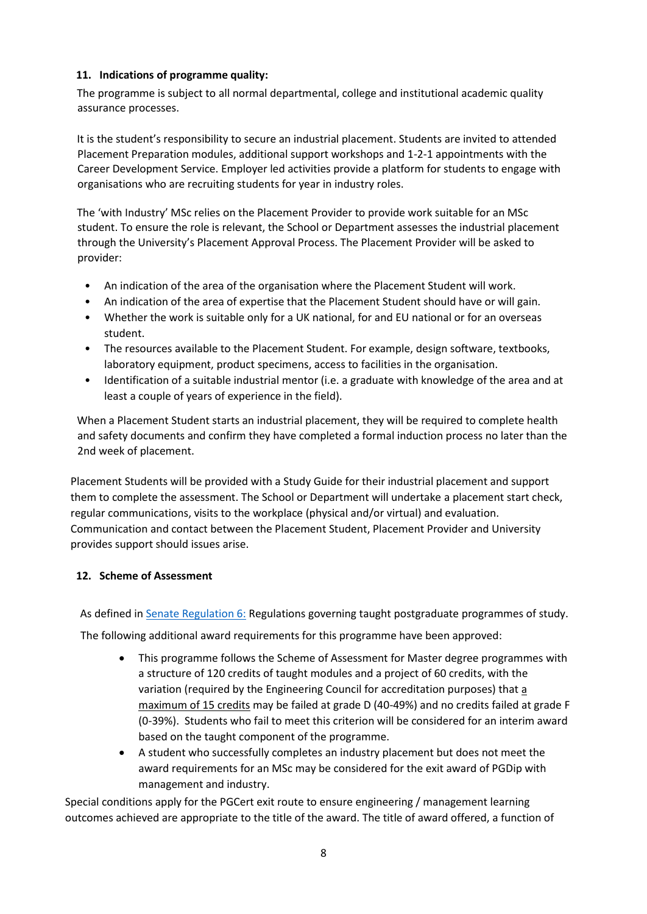**11. Indications of programme quality:**

The programme is subject to all normal departmental, college and institutional academic quality assurance processes.

It is the student's responsibility to secure an industrial placement. Students are invited to attended Placement Preparation modules, additional support workshops and 1-2-1 appointments with the Career Development Service. Employer led activities provide a platform for students to engage with organisations who are recruiting students for year in industry roles.

The 'with Industry' MSc relies on the Placement Provider to provide work suitable for an MSc student. To ensure the role is relevant, the School or Department assesses the industrial placement through the University's Placement Approval Process. The Placement Provider will be asked to provider:

- An indication of the area of the organisation where the Placement Student will work.
- An indication of the area of expertise that the Placement Student should have or will gain.
- Whether the work is suitable only for a UK national, for and EU national or for an overseas student.
- The resources available to the Placement Student. For example, design software, textbooks, laboratory equipment, product specimens, access to facilities in the organisation.
- Identification of a suitable industrial mentor (i.e. a graduate with knowledge of the area and at least a couple of years of experience in the field).

When a Placement Student starts an industrial placement, they will be required to complete health and safety documents and confirm they have completed a formal induction process no later than the 2nd week of placement.

Placement Students will be provided with a Study Guide for their industrial placement and support them to complete the assessment. The School or Department will undertake a placement start check, regular communications, visits to the workplace (physical and/or virtual) and evaluation. Communication and contact between the Placement Student, Placement Provider and University provides support should issues arise.

**12. Scheme of Assessment**

As defined in [Senate Regulation 6:](Senate Regulation 6:) Regulations governing taught postgraduate programmes of study.

The following additional award requirements for this programme have been approved:

- This programme follows the Scheme of Assessment for Master degree programmes with a structure of 120 credits of taught modules and a project of 60 credits, with the variation (required by the Engineering Council for accreditation purposes) that <u>a maximum of 15 credits</u> may be failed at grade D (40-49%) and no credits failed at grade F (0-39%). Students who fail to meet this criterion will be considered for an interim award based on the taught component of the programme.
- A student who successfully completes an industry placement but does not meet the award requirements for an MSc may be considered for the exit award of PGDip with management and industry.

Special conditions apply for the PGCert exit route to ensure engineering / management learning outcomes achieved are appropriate to the title of the award. The title of award offered, a function of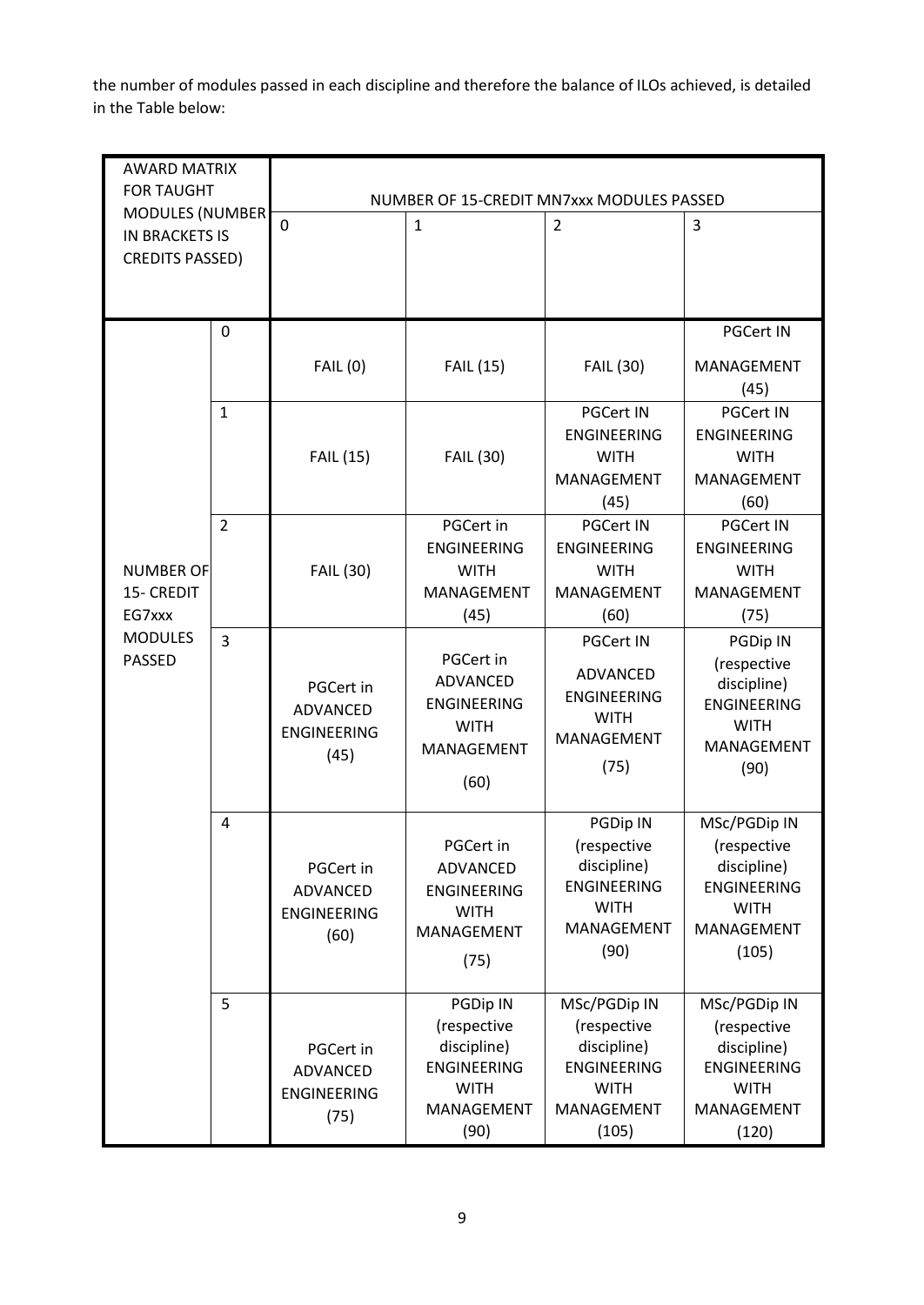the number of modules passed in each discipline and therefore the balance of ILOs achieved, is detailed in the Table below:

| AWARD MATRIX FOR TAUGHT MODULES (NUMBER IN BRACKETS IS CREDITS PASSED) | | NUMBER OF 15-CREDIT MN7xxx MODULES PASSED | | | |
|---|---|---|---|---|---|
| | | 0 | 1 | 2 | 3 |
| NUMBER OF 15- CREDIT EG7xxx MODULES PASSED | 0 | FAIL (0) | FAIL (15) | FAIL (30) | PGCert IN MANAGEMENT (45) |
| | 1 | FAIL (15) | FAIL (30) | PGCert IN ENGINEERING WITH MANAGEMENT (45) | PGCert IN ENGINEERING WITH MANAGEMENT (60) |
| | 2 | FAIL (30) | PGCert in ENGINEERING WITH MANAGEMENT (45) | PGCert IN ENGINEERING WITH MANAGEMENT (60) | PGCert IN ENGINEERING WITH MANAGEMENT (75) |
| | 3 | PGCert in ADVANCED ENGINEERING (45) | PGCert in ADVANCED ENGINEERING WITH MANAGEMENT (60) | PGCert IN ADVANCED ENGINEERING WITH MANAGEMENT (75) | PGDip IN (respective discipline) ENGINEERING WITH MANAGEMENT (90) |
| | 4 | PGCert in ADVANCED ENGINEERING (60) | PGCert in ADVANCED ENGINEERING WITH MANAGEMENT (75) | PGDip IN (respective discipline) ENGINEERING WITH MANAGEMENT (90) | MSc/PGDip IN (respective discipline) ENGINEERING WITH MANAGEMENT (105) |
| | 5 | PGCert in ADVANCED ENGINEERING (75) | PGDip IN (respective discipline) ENGINEERING WITH MANAGEMENT (90) | MSc/PGDip IN (respective discipline) ENGINEERING WITH MANAGEMENT (105) | MSc/PGDip IN (respective discipline) ENGINEERING WITH MANAGEMENT (120) |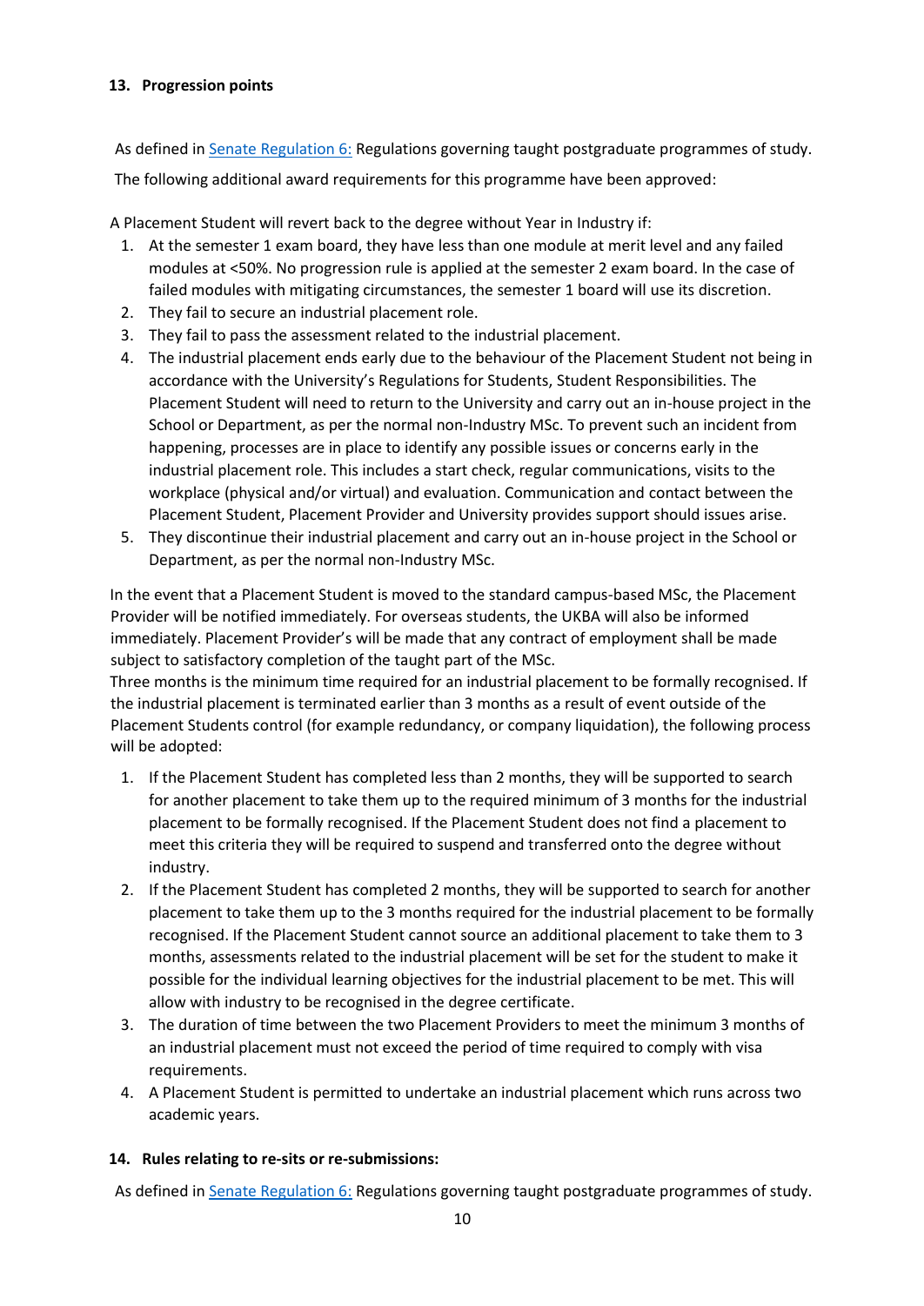### 13. Progression points

As defined in [Senate Regulation 6:](#) Regulations governing taught postgraduate programmes of study.

The following additional award requirements for this programme have been approved:

A Placement Student will revert back to the degree without Year in Industry if:

1. At the semester 1 exam board, they have less than one module at merit level and any failed modules at <50%. No progression rule is applied at the semester 2 exam board. In the case of failed modules with mitigating circumstances, the semester 1 board will use its discretion.
2. They fail to secure an industrial placement role.
3. They fail to pass the assessment related to the industrial placement.
4. The industrial placement ends early due to the behaviour of the Placement Student not being in accordance with the University's Regulations for Students, Student Responsibilities. The Placement Student will need to return to the University and carry out an in-house project in the School or Department, as per the normal non-Industry MSc. To prevent such an incident from happening, processes are in place to identify any possible issues or concerns early in the industrial placement role. This includes a start check, regular communications, visits to the workplace (physical and/or virtual) and evaluation. Communication and contact between the Placement Student, Placement Provider and University provides support should issues arise.
5. They discontinue their industrial placement and carry out an in-house project in the School or Department, as per the normal non-Industry MSc.

In the event that a Placement Student is moved to the standard campus-based MSc, the Placement Provider will be notified immediately. For overseas students, the UKBA will also be informed immediately. Placement Provider's will be made that any contract of employment shall be made subject to satisfactory completion of the taught part of the MSc.
Three months is the minimum time required for an industrial placement to be formally recognised. If the industrial placement is terminated earlier than 3 months as a result of event outside of the Placement Students control (for example redundancy, or company liquidation), the following process will be adopted:

1. If the Placement Student has completed less than 2 months, they will be supported to search for another placement to take them up to the required minimum of 3 months for the industrial placement to be formally recognised. If the Placement Student does not find a placement to meet this criteria they will be required to suspend and transferred onto the degree without industry.
2. If the Placement Student has completed 2 months, they will be supported to search for another placement to take them up to the 3 months required for the industrial placement to be formally recognised. If the Placement Student cannot source an additional placement to take them to 3 months, assessments related to the industrial placement will be set for the student to make it possible for the individual learning objectives for the industrial placement to be met. This will allow with industry to be recognised in the degree certificate.
3. The duration of time between the two Placement Providers to meet the minimum 3 months of an industrial placement must not exceed the period of time required to comply with visa requirements.
4. A Placement Student is permitted to undertake an industrial placement which runs across two academic years.

### 14. Rules relating to re-sits or re-submissions:

As defined in [Senate Regulation 6:](#) Regulations governing taught postgraduate programmes of study.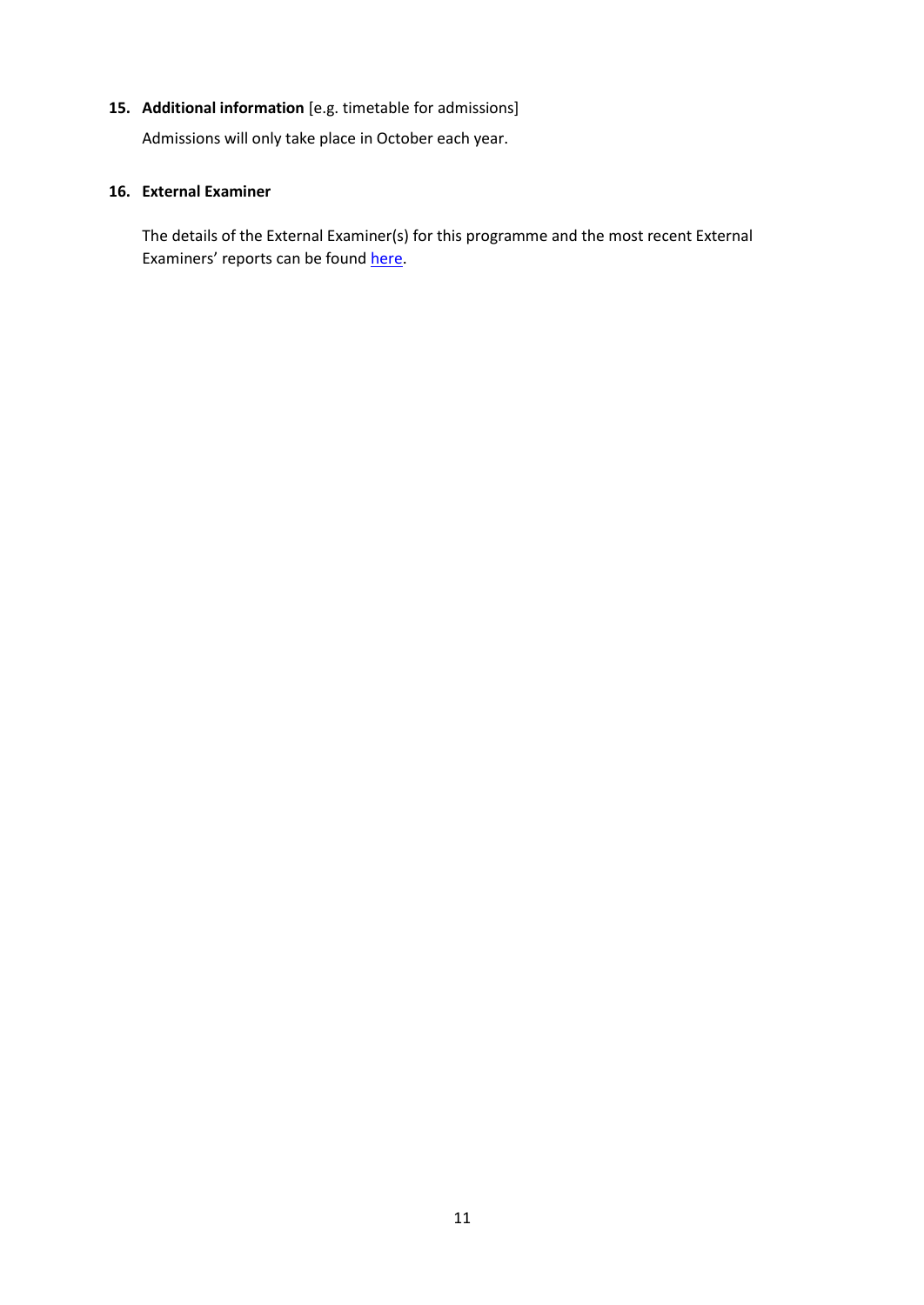**15. Additional information** [e.g. timetable for admissions]

Admissions will only take place in October each year.

**16. External Examiner**

The details of the External Examiner(s) for this programme and the most recent External Examiners' reports can be found here.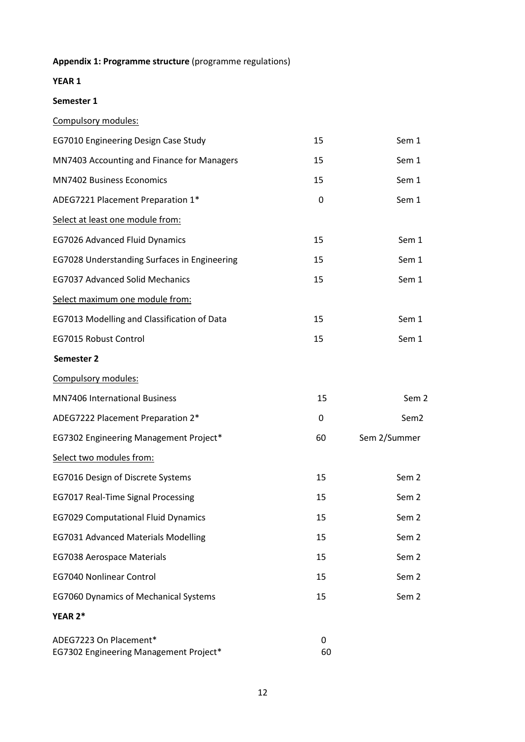**Appendix 1: Programme structure** (programme regulations)

**YEAR 1**

**Semester 1**

Compulsory modules:

| | | |
|---|---|---|
| EG7010 Engineering Design Case Study | 15 | Sem 1 |
| MN7403 Accounting and Finance for Managers | 15 | Sem 1 |
| MN7402 Business Economics | 15 | Sem 1 |
| ADEG7221 Placement Preparation 1* | 0 | Sem 1 |

Select at least one module from:

| | | |
|---|---|---|
| EG7026 Advanced Fluid Dynamics | 15 | Sem 1 |
| EG7028 Understanding Surfaces in Engineering | 15 | Sem 1 |
| EG7037 Advanced Solid Mechanics | 15 | Sem 1 |

Select maximum one module from:

| | | |
|---|---|---|
| EG7013 Modelling and Classification of Data | 15 | Sem 1 |
| EG7015 Robust Control | 15 | Sem 1 |

**Semester 2**

Compulsory modules:

| | | |
|---|---|---|
| MN7406 International Business | 15 | Sem 2 |
| ADEG7222 Placement Preparation 2* | 0 | Sem2 |
| EG7302 Engineering Management Project* | 60 | Sem 2/Summer |

Select two modules from:

| | | |
|---|---|---|
| EG7016 Design of Discrete Systems | 15 | Sem 2 |
| EG7017 Real-Time Signal Processing | 15 | Sem 2 |
| EG7029 Computational Fluid Dynamics | 15 | Sem 2 |
| EG7031 Advanced Materials Modelling | 15 | Sem 2 |
| EG7038 Aerospace Materials | 15 | Sem 2 |
| EG7040 Nonlinear Control | 15 | Sem 2 |
| EG7060 Dynamics of Mechanical Systems | 15 | Sem 2 |

**YEAR 2***

| | |
|---|---|
| ADEG7223 On Placement* | 0 |
| EG7302 Engineering Management Project* | 60 |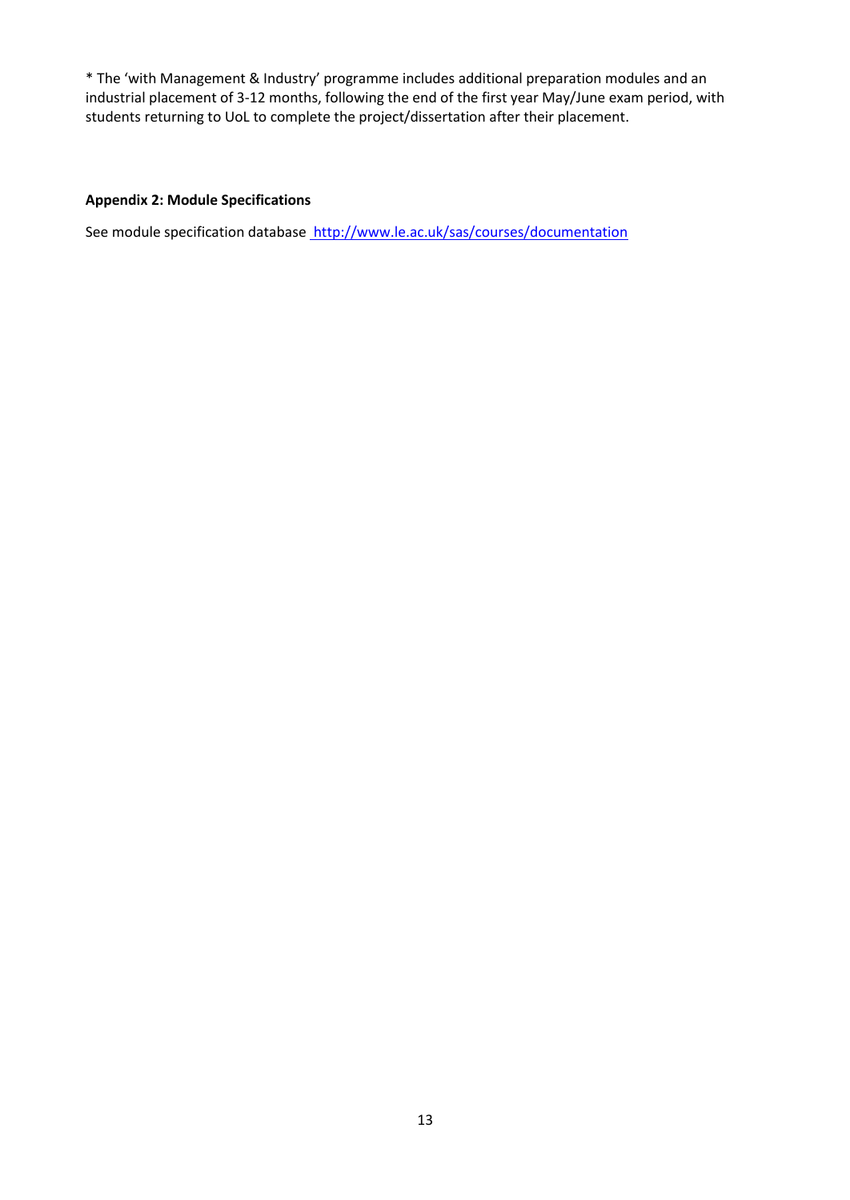* The 'with Management & Industry' programme includes additional preparation modules and an industrial placement of 3-12 months, following the end of the first year May/June exam period, with students returning to UoL to complete the project/dissertation after their placement.

**Appendix 2: Module Specifications**

See module specification database [http://www.le.ac.uk/sas/courses/documentation](http://www.le.ac.uk/sas/courses/documentation)